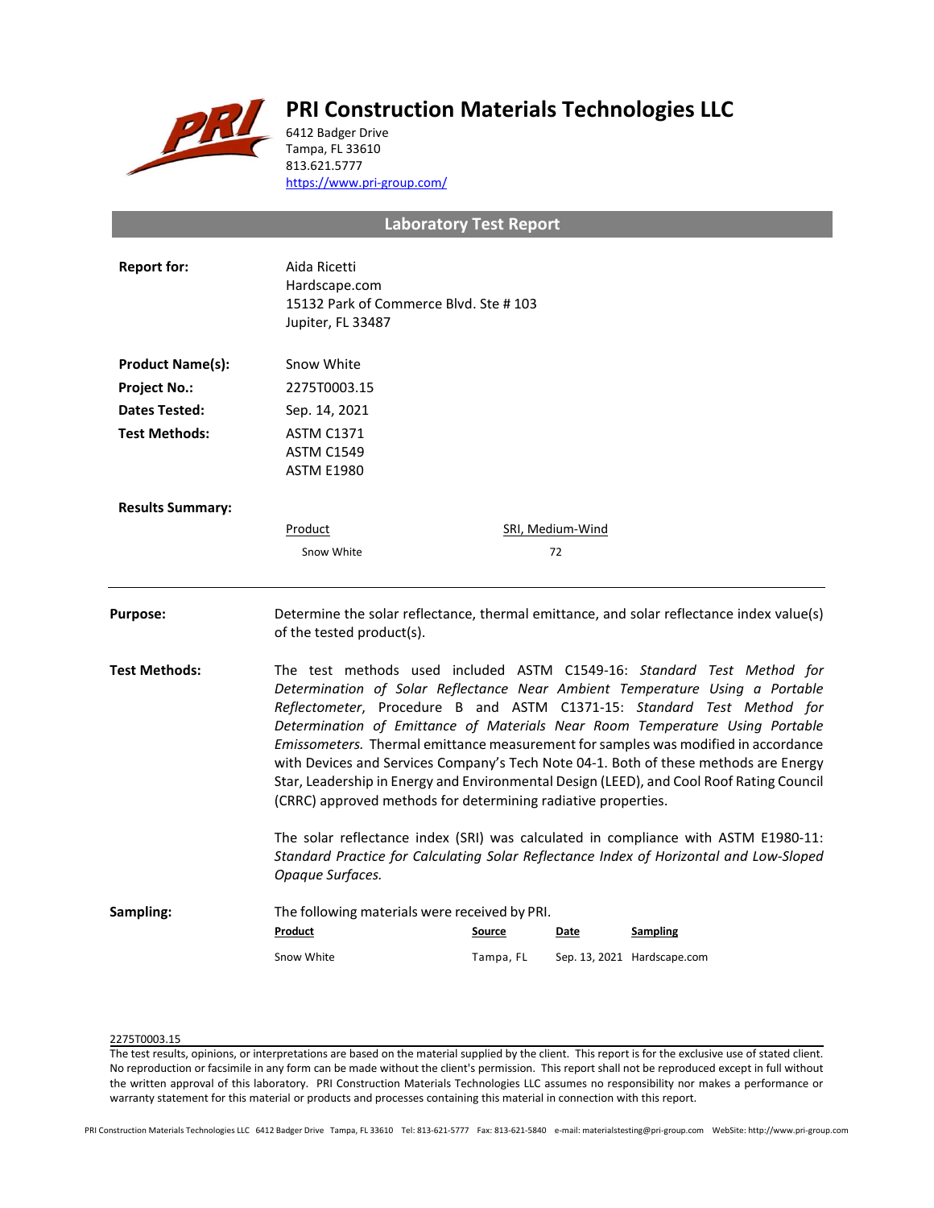# PRI Construction Materials Technologies LLC

6412 Badger Drive
Tampa, FL 33610
813.621.5777
https://www.pri-group.com/

## Laboratory Test Report

**Report for:** Aida Ricetti
Hardscape.com
15132 Park of Commerce Blvd. Ste # 103
Jupiter, FL 33487

**Product Name(s):** Snow White

**Project No.:** 2275T0003.15

**Dates Tested:** Sep. 14, 2021

**Test Methods:** ASTM C1371
ASTM C1549
ASTM E1980

**Results Summary:**

| Product | SRI, Medium-Wind |
|---|---|
| Snow White | 72 |

---

**Purpose:** Determine the solar reflectance, thermal emittance, and solar reflectance index value(s) of the tested product(s).

**Test Methods:** The test methods used included ASTM C1549-16: *Standard Test Method for Determination of Solar Reflectance Near Ambient Temperature Using a Portable Reflectometer*, Procedure B and ASTM C1371-15: *Standard Test Method for Determination of Emittance of Materials Near Room Temperature Using Portable Emissometers.* Thermal emittance measurement for samples was modified in accordance with Devices and Services Company's Tech Note 04-1. Both of these methods are Energy Star, Leadership in Energy and Environmental Design (LEED), and Cool Roof Rating Council (CRRC) approved methods for determining radiative properties.

The solar reflectance index (SRI) was calculated in compliance with ASTM E1980-11: *Standard Practice for Calculating Solar Reflectance Index of Horizontal and Low-Sloped Opaque Surfaces.*

**Sampling:** The following materials were received by PRI.

| Product | Source | Date | Sampling |
|---|---|---|---|
| Snow White | Tampa, FL | Sep. 13, 2021 | Hardscape.com |

2275T0003.15

The test results, opinions, or interpretations are based on the material supplied by the client. This report is for the exclusive use of stated client. No reproduction or facsimile in any form can be made without the client's permission. This report shall not be reproduced except in full without the written approval of this laboratory. PRI Construction Materials Technologies LLC assumes no responsibility nor makes a performance or warranty statement for this material or products and processes containing this material in connection with this report.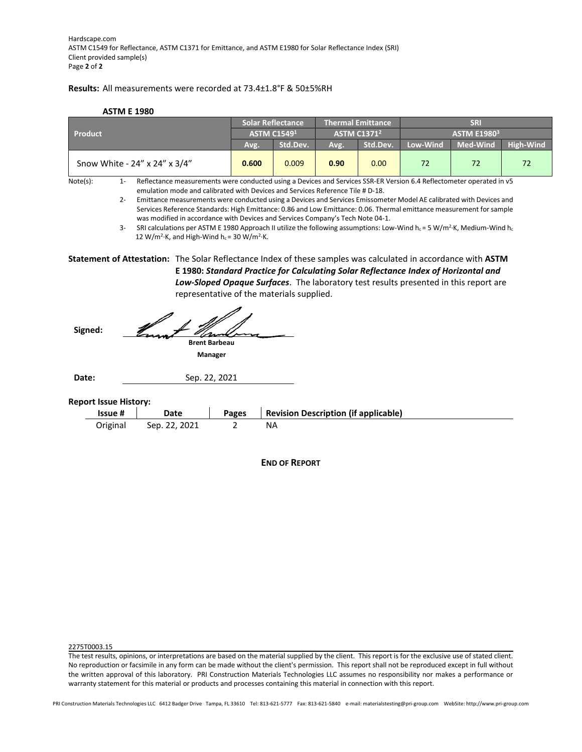**Results:** All measurements were recorded at 73.4±1.8°F & 50±5%RH

**ASTM E 1980**

| Product | Solar Reflectance ASTM C1549[1] | | Thermal Emittance ASTM C1371[2] | | SRI ASTM E1980[3] | | |
|---|---|---|---|---|---|---|---|
| | Avg. | Std.Dev. | Avg. | Std.Dev. | Low-Wind | Med-Wind | High-Wind |
| Snow White - 24" x 24" x 3/4" | **0.600** | 0.009 | **0.90** | 0.00 | 72 | 72 | 72 |

Note(s):

1- Reflectance measurements were conducted using a Devices and Services SSR-ER Version 6.4 Reflectometer operated in v5 emulation mode and calibrated with Devices and Services Reference Tile # D-18.

2- Emittance measurements were conducted using a Devices and Services Emissometer Model AE calibrated with Devices and Services Reference Standards: High Emittance: 0.86 and Low Emittance: 0.06. Thermal emittance measurement for sample was modified in accordance with Devices and Services Company's Tech Note 04-1.

3- SRI calculations per ASTM E 1980 Approach II utilize the following assumptions: Low-Wind $h_c = 5\ W/m^2{\cdot}K$, Medium-Wind $h_c$ $12\ W/m^2{\cdot}K$, and High-Wind $h_c = 30\ W/m^2{\cdot}K$.

**Statement of Attestation:** The Solar Reflectance Index of these samples was calculated in accordance with **ASTM E 1980: *Standard Practice for Calculating Solar Reflectance Index of Horizontal and Low-Sloped Opaque Surfaces***. The laboratory test results presented in this report are representative of the materials supplied.

**Signed:**

**Brent Barbeau**
**Manager**

**Date:** Sep. 22, 2021

**Report Issue History:**

| Issue # | Date | Pages | Revision Description (if applicable) |
|---|---|---|---|
| Original | Sep. 22, 2021 | 2 | NA |

**END OF REPORT**

2275T0003.15

The test results, opinions, or interpretations are based on the material supplied by the client. This report is for the exclusive use of stated client. No reproduction or facsimile in any form can be made without the client's permission. This report shall not be reproduced except in full without the written approval of this laboratory. PRI Construction Materials Technologies LLC assumes no responsibility nor makes a performance or warranty statement for this material or products and processes containing this material in connection with this report.